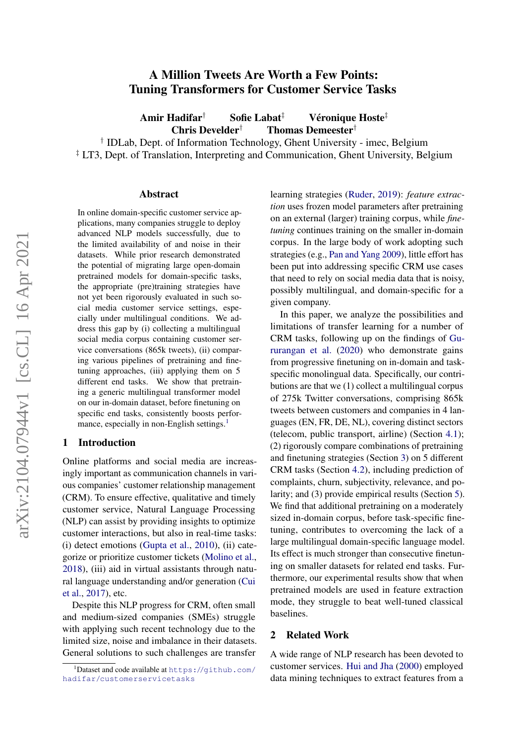# A Million Tweets Are Worth a Few Points: Tuning Transformers for Customer Service Tasks

**Amir Hadifar**[†] **Sofie Labat**[‡] **Véronique Hoste**[‡]
**Chris Develder**[†] **Thomas Demeester**[†]

[†] IDLab, Dept. of Information Technology, Ghent University - imec, Belgium
[‡] LT3, Dept. of Translation, Interpreting and Communication, Ghent University, Belgium

## Abstract

In online domain-specific customer service applications, many companies struggle to deploy advanced NLP models successfully, due to the limited availability of and noise in their datasets. While prior research demonstrated the potential of migrating large open-domain pretrained models for domain-specific tasks, the appropriate (pre)training strategies have not yet been rigorously evaluated in such social media customer service settings, especially under multilingual conditions. We address this gap by (i) collecting a multilingual social media corpus containing customer service conversations (865k tweets), (ii) comparing various pipelines of pretraining and finetuning approaches, (iii) applying them on 5 different end tasks. We show that pretraining a generic multilingual transformer model on our in-domain dataset, before finetuning on specific end tasks, consistently boosts performance, especially in non-English settings.[1]

## 1 Introduction

Online platforms and social media are increasingly important as communication channels in various companies' customer relationship management (CRM). To ensure effective, qualitative and timely customer service, Natural Language Processing (NLP) can assist by providing insights to optimize customer interactions, but also in real-time tasks: (i) detect emotions (Gupta et al., 2010), (ii) categorize or prioritize customer tickets (Molino et al., 2018), (iii) aid in virtual assistants through natural language understanding and/or generation (Cui et al., 2017), etc.

Despite this NLP progress for CRM, often small and medium-sized companies (SMEs) struggle with applying such recent technology due to the limited size, noise and imbalance in their datasets. General solutions to such challenges are transfer learning strategies (Ruder, 2019): *feature extraction* uses frozen model parameters after pretraining on an external (larger) training corpus, while *finetuning* continues training on the smaller in-domain corpus. In the large body of work adopting such strategies (e.g., Pan and Yang 2009), little effort has been put into addressing specific CRM use cases that need to rely on social media data that is noisy, possibly multilingual, and domain-specific for a given company.

In this paper, we analyze the possibilities and limitations of transfer learning for a number of CRM tasks, following up on the findings of Gururangan et al. (2020) who demonstrate gains from progressive finetuning on in-domain and task-specific monolingual data. Specifically, our contributions are that we (1) collect a multilingual corpus of 275k Twitter conversations, comprising 865k tweets between customers and companies in 4 languages (EN, FR, DE, NL), covering distinct sectors (telecom, public transport, airline) (Section 4.1); (2) rigorously compare combinations of pretraining and finetuning strategies (Section 3) on 5 different CRM tasks (Section 4.2), including prediction of complaints, churn, subjectivity, relevance, and polarity; and (3) provide empirical results (Section 5). We find that additional pretraining on a moderately sized in-domain corpus, before task-specific finetuning, contributes to overcoming the lack of a large multilingual domain-specific language model. Its effect is much stronger than consecutive finetuning on smaller datasets for related end tasks. Furthermore, our experimental results show that when pretrained models are used in feature extraction mode, they struggle to beat well-tuned classical baselines.

## 2 Related Work

A wide range of NLP research has been devoted to customer services. Hui and Jha (2000) employed data mining techniques to extract features from a

[1] Dataset and code available at https://github.com/hadifar/customerservicetasks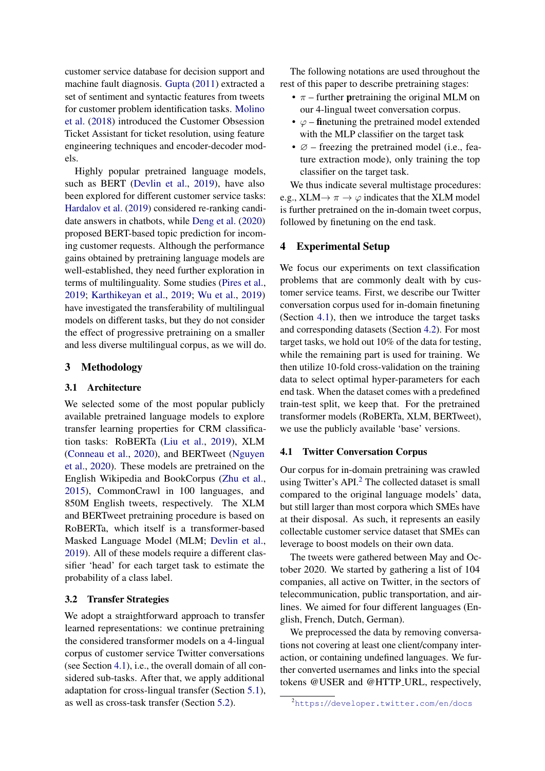customer service database for decision support and machine fault diagnosis. Gupta (2011) extracted a set of sentiment and syntactic features from tweets for customer problem identification tasks. Molino et al. (2018) introduced the Customer Obsession Ticket Assistant for ticket resolution, using feature engineering techniques and encoder-decoder models.

Highly popular pretrained language models, such as BERT (Devlin et al., 2019), have also been explored for different customer service tasks: Hardalov et al. (2019) considered re-ranking candidate answers in chatbots, while Deng et al. (2020) proposed BERT-based topic prediction for incoming customer requests. Although the performance gains obtained by pretraining language models are well-established, they need further exploration in terms of multilinguality. Some studies (Pires et al., 2019; Karthikeyan et al., 2019; Wu et al., 2019) have investigated the transferability of multilingual models on different tasks, but they do not consider the effect of progressive pretraining on a smaller and less diverse multilingual corpus, as we will do.

## 3 Methodology

### 3.1 Architecture

We selected some of the most popular publicly available pretrained language models to explore transfer learning properties for CRM classification tasks: RoBERTa (Liu et al., 2019), XLM (Conneau et al., 2020), and BERTweet (Nguyen et al., 2020). These models are pretrained on the English Wikipedia and BookCorpus (Zhu et al., 2015), CommonCrawl in 100 languages, and 850M English tweets, respectively. The XLM and BERTweet pretraining procedure is based on RoBERTa, which itself is a transformer-based Masked Language Model (MLM; Devlin et al., 2019). All of these models require a different classifier 'head' for each target task to estimate the probability of a class label.

### 3.2 Transfer Strategies

We adopt a straightforward approach to transfer learned representations: we continue pretraining the considered transformer models on a 4-lingual corpus of customer service Twitter conversations (see Section 4.1), i.e., the overall domain of all considered sub-tasks. After that, we apply additional adaptation for cross-lingual transfer (Section 5.1), as well as cross-task transfer (Section 5.2).

The following notations are used throughout the rest of this paper to describe pretraining stages:

- $\pi$ – further **p**retraining the original MLM on our 4-lingual tweet conversation corpus.
- $\varphi$ – **fi**netuning the pretrained model extended with the MLP classifier on the target task
- $\varnothing$ – freezing the pretrained model (i.e., feature extraction mode), only training the top classifier on the target task.

We thus indicate several multistage procedures: e.g., XLM$\rightarrow \pi \rightarrow \varphi$ indicates that the XLM model is further pretrained on the in-domain tweet corpus, followed by finetuning on the end task.

## 4 Experimental Setup

We focus our experiments on text classification problems that are commonly dealt with by customer service teams. First, we describe our Twitter conversation corpus used for in-domain finetuning (Section 4.1), then we introduce the target tasks and corresponding datasets (Section 4.2). For most target tasks, we hold out 10% of the data for testing, while the remaining part is used for training. We then utilize 10-fold cross-validation on the training data to select optimal hyper-parameters for each end task. When the dataset comes with a predefined train-test split, we keep that. For the pretrained transformer models (RoBERTa, XLM, BERTweet), we use the publicly available 'base' versions.

### 4.1 Twitter Conversation Corpus

Our corpus for in-domain pretraining was crawled using Twitter's API.[2] The collected dataset is small compared to the original language models' data, but still larger than most corpora which SMEs have at their disposal. As such, it represents an easily collectable customer service dataset that SMEs can leverage to boost models on their own data.

The tweets were gathered between May and October 2020. We started by gathering a list of 104 companies, all active on Twitter, in the sectors of telecommunication, public transportation, and airlines. We aimed for four different languages (English, French, Dutch, German).

We preprocessed the data by removing conversations not covering at least one client/company interaction, or containing undefined languages. We further converted usernames and links into the special tokens @USER and @HTTP_URL, respectively,

[2] https://developer.twitter.com/en/docs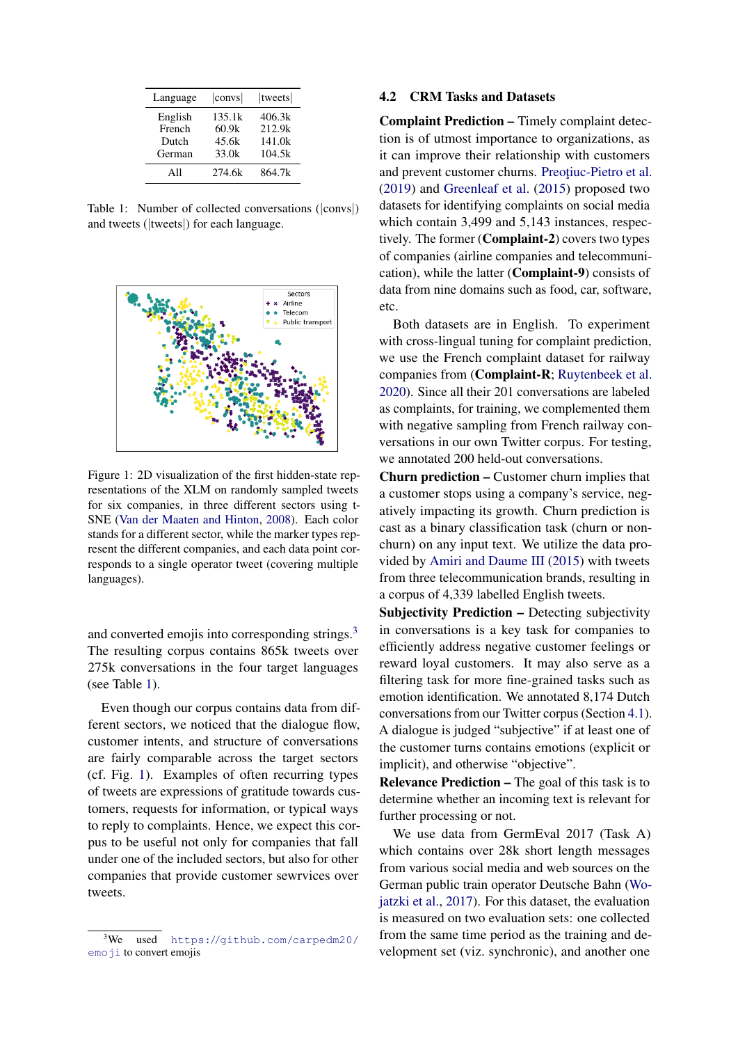| Language | \|convs\| | \|tweets\| |
|---|---|---|
| English | 135.1k | 406.3k |
| French | 60.9k | 212.9k |
| Dutch | 45.6k | 141.0k |
| German | 33.0k | 104.5k |
| All | 274.6k | 864.7k |

Table 1: Number of collected conversations (|convs|) and tweets (|tweets|) for each language.

Figure 1: 2D visualization of the first hidden-state representations of the XLM on randomly sampled tweets for six companies, in three different sectors using t-SNE (Van der Maaten and Hinton, 2008). Each color stands for a different sector, while the marker types represent the different companies, and each data point corresponds to a single operator tweet (covering multiple languages).

and converted emojis into corresponding strings.[3] The resulting corpus contains 865k tweets over 275k conversations in the four target languages (see Table 1).

Even though our corpus contains data from different sectors, we noticed that the dialogue flow, customer intents, and structure of conversations are fairly comparable across the target sectors (cf. Fig. 1). Examples of often recurring types of tweets are expressions of gratitude towards customers, requests for information, or typical ways to reply to complaints. Hence, we expect this corpus to be useful not only for companies that fall under one of the included sectors, but also for other companies that provide customer sewrvices over tweets.

[3] We used https://github.com/carpedm20/emoji to convert emojis

## 4.2 CRM Tasks and Datasets

**Complaint Prediction –** Timely complaint detection is of utmost importance to organizations, as it can improve their relationship with customers and prevent customer churns. Preoţiuc-Pietro et al. (2019) and Greenleaf et al. (2015) proposed two datasets for identifying complaints on social media which contain 3,499 and 5,143 instances, respectively. The former (**Complaint-2**) covers two types of companies (airline companies and telecommunication), while the latter (**Complaint-9**) consists of data from nine domains such as food, car, software, etc.

Both datasets are in English. To experiment with cross-lingual tuning for complaint prediction, we use the French complaint dataset for railway companies from (**Complaint-R**; Ruytenbeek et al. 2020). Since all their 201 conversations are labeled as complaints, for training, we complemented them with negative sampling from French railway conversations in our own Twitter corpus. For testing, we annotated 200 held-out conversations.

**Churn prediction –** Customer churn implies that a customer stops using a company's service, negatively impacting its growth. Churn prediction is cast as a binary classification task (churn or non-churn) on any input text. We utilize the data provided by Amiri and Daume III (2015) with tweets from three telecommunication brands, resulting in a corpus of 4,339 labelled English tweets.

**Subjectivity Prediction –** Detecting subjectivity in conversations is a key task for companies to efficiently address negative customer feelings or reward loyal customers. It may also serve as a filtering task for more fine-grained tasks such as emotion identification. We annotated 8,174 Dutch conversations from our Twitter corpus (Section 4.1). A dialogue is judged "subjective" if at least one of the customer turns contains emotions (explicit or implicit), and otherwise "objective".

**Relevance Prediction –** The goal of this task is to determine whether an incoming text is relevant for further processing or not.

We use data from GermEval 2017 (Task A) which contains over 28k short length messages from various social media and web sources on the German public train operator Deutsche Bahn (Wojatzki et al., 2017). For this dataset, the evaluation is measured on two evaluation sets: one collected from the same time period as the training and development set (viz. synchronic), and another one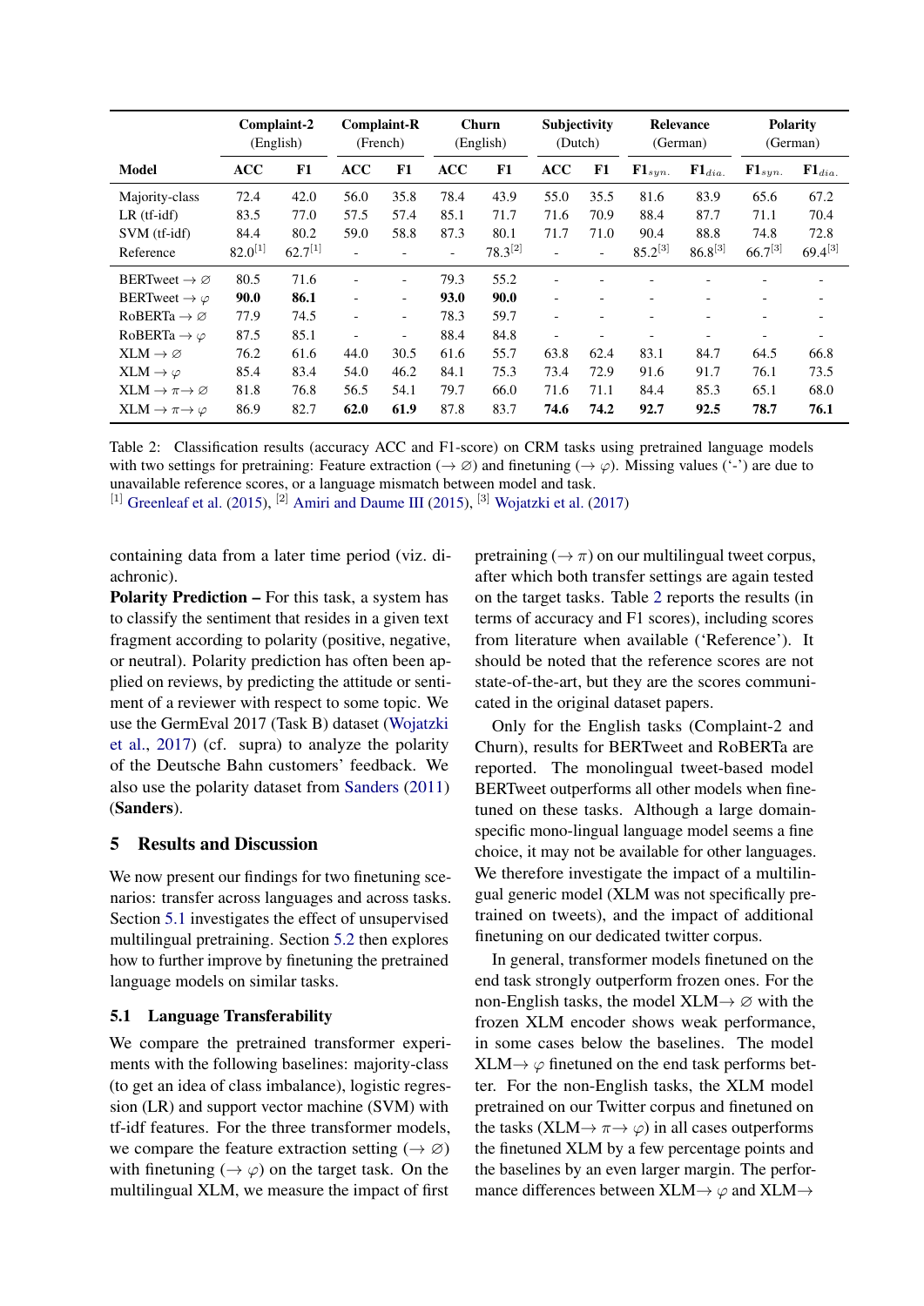| Model | Complaint-2 (English) | | Complaint-R (French) | | Churn (English) | | Subjectivity (Dutch) | | Relevance (German) | | Polarity (German) | |
|---|---|---|---|---|---|---|---|---|---|---|---|---|
| | ACC | F1 | ACC | F1 | ACC | F1 | ACC | F1 | $F1_{syn.}$ | $F1_{dia.}$ | $F1_{syn.}$ | $F1_{dia.}$ |
| Majority-class | 72.4 | 42.0 | 56.0 | 35.8 | 78.4 | 43.9 | 55.0 | 35.5 | 81.6 | 83.9 | 65.6 | 67.2 |
| LR (tf-idf) | 83.5 | 77.0 | 57.5 | 57.4 | 85.1 | 71.7 | 71.6 | 70.9 | 88.4 | 87.7 | 71.1 | 70.4 |
| SVM (tf-idf) | 84.4 | 80.2 | 59.0 | 58.8 | 87.3 | 80.1 | 71.7 | 71.0 | 90.4 | 88.8 | 74.8 | 72.8 |
| Reference | 82.0[1] | 62.7[1] | - | - | - | 78.3[2] | - | - | 85.2[3] | 86.8[3] | 66.7[3] | 69.4[3] |
| BERTweet $\rightarrow \varnothing$ | 80.5 | 71.6 | - | - | 79.3 | 55.2 | - | - | - | - | - | - |
| BERTweet $\rightarrow \varphi$ | **90.0** | **86.1** | - | - | **93.0** | **90.0** | - | - | - | - | - | - |
| RoBERTa $\rightarrow \varnothing$ | 77.9 | 74.5 | - | - | 78.3 | 59.7 | - | - | - | - | - | - |
| RoBERTa $\rightarrow \varphi$ | 87.5 | 85.1 | - | - | 88.4 | 84.8 | - | - | - | - | - | - |
| XLM $\rightarrow \varnothing$ | 76.2 | 61.6 | 44.0 | 30.5 | 61.6 | 55.7 | 63.8 | 62.4 | 83.1 | 84.7 | 64.5 | 66.8 |
| XLM $\rightarrow \varphi$ | 85.4 | 83.4 | 54.0 | 46.2 | 84.1 | 75.3 | 73.4 | 72.9 | 91.6 | 91.7 | 76.1 | 73.5 |
| XLM $\rightarrow \pi \rightarrow \varnothing$ | 81.8 | 76.8 | 56.5 | 54.1 | 79.7 | 66.0 | 71.6 | 71.1 | 84.4 | 85.3 | 65.1 | 68.0 |
| XLM $\rightarrow \pi \rightarrow \varphi$ | 86.9 | 82.7 | **62.0** | **61.9** | 87.8 | 83.7 | **74.6** | **74.2** | **92.7** | **92.5** | **78.7** | **76.1** |

Table 2: Classification results (accuracy ACC and F1-score) on CRM tasks using pretrained language models with two settings for pretraining: Feature extraction ($\rightarrow \varnothing$) and finetuning ($\rightarrow \varphi$). Missing values ('-') are due to unavailable reference scores, or a language mismatch between model and task.
[1] Greenleaf et al. (2015), [2] Amiri and Daume III (2015), [3] Wojatzki et al. (2017)

containing data from a later time period (viz. diachronic).

**Polarity Prediction –** For this task, a system has to classify the sentiment that resides in a given text fragment according to polarity (positive, negative, or neutral). Polarity prediction has often been applied on reviews, by predicting the attitude or sentiment of a reviewer with respect to some topic. We use the GermEval 2017 (Task B) dataset (Wojatzki et al., 2017) (cf. supra) to analyze the polarity of the Deutsche Bahn customers' feedback. We also use the polarity dataset from Sanders (2011) (**Sanders**).

## 5 Results and Discussion

We now present our findings for two finetuning scenarios: transfer across languages and across tasks. Section 5.1 investigates the effect of unsupervised multilingual pretraining. Section 5.2 then explores how to further improve by finetuning the pretrained language models on similar tasks.

### 5.1 Language Transferability

We compare the pretrained transformer experiments with the following baselines: majority-class (to get an idea of class imbalance), logistic regression (LR) and support vector machine (SVM) with tf-idf features. For the three transformer models, we compare the feature extraction setting ($\rightarrow \varnothing$) with finetuning ($\rightarrow \varphi$) on the target task. On the multilingual XLM, we measure the impact of first pretraining ($\rightarrow \pi$) on our multilingual tweet corpus, after which both transfer settings are again tested on the target tasks. Table 2 reports the results (in terms of accuracy and F1 scores), including scores from literature when available ('Reference'). It should be noted that the reference scores are not state-of-the-art, but they are the scores communicated in the original dataset papers.

Only for the English tasks (Complaint-2 and Churn), results for BERTweet and RoBERTa are reported. The monolingual tweet-based model BERTweet outperforms all other models when finetuned on these tasks. Although a large domain-specific mono-lingual language model seems a fine choice, it may not be available for other languages. We therefore investigate the impact of a multilingual generic model (XLM was not specifically pretrained on tweets), and the impact of additional finetuning on our dedicated twitter corpus.

In general, transformer models finetuned on the end task strongly outperform frozen ones. For the non-English tasks, the model XLM$\rightarrow \varnothing$ with the frozen XLM encoder shows weak performance, in some cases below the baselines. The model XLM$\rightarrow \varphi$ finetuned on the end task performs better. For the non-English tasks, the XLM model pretrained on our Twitter corpus and finetuned on the tasks (XLM$\rightarrow \pi \rightarrow \varphi$) in all cases outperforms the finetuned XLM by a few percentage points and the baselines by an even larger margin. The performance differences between XLM$\rightarrow \varphi$ and XLM$\rightarrow$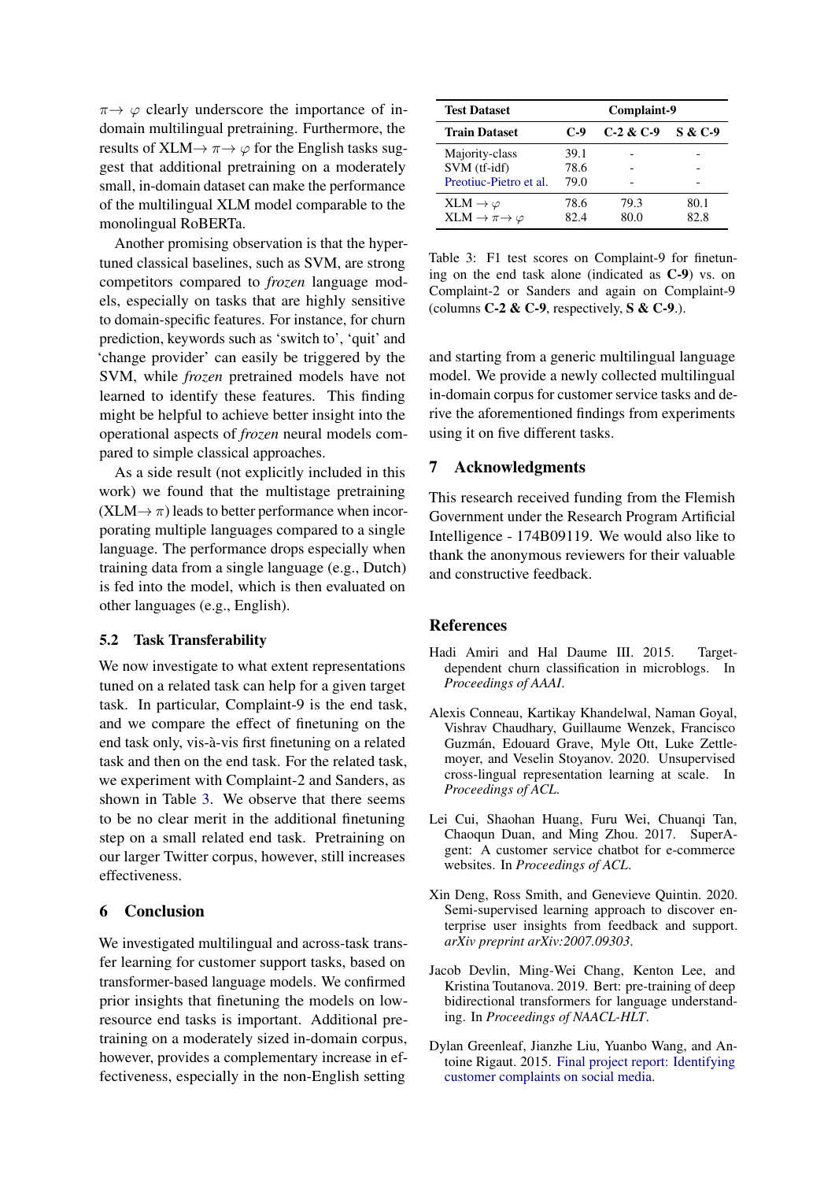$\pi \rightarrow \varphi$ clearly underscore the importance of in-domain multilingual pretraining. Furthermore, the results of XLM$\rightarrow \pi \rightarrow \varphi$ for the English tasks suggest that additional pretraining on a moderately small, in-domain dataset can make the performance of the multilingual XLM model comparable to the monolingual RoBERTa.

Another promising observation is that the hypertuned classical baselines, such as SVM, are strong competitors compared to *frozen* language models, especially on tasks that are highly sensitive to domain-specific features. For instance, for churn prediction, keywords such as 'switch to', 'quit' and 'change provider' can easily be triggered by the SVM, while *frozen* pretrained models have not learned to identify these features. This finding might be helpful to achieve better insight into the operational aspects of *frozen* neural models compared to simple classical approaches.

As a side result (not explicitly included in this work) we found that the multistage pretraining (XLM$\rightarrow \pi$) leads to better performance when incorporating multiple languages compared to a single language. The performance drops especially when training data from a single language (e.g., Dutch) is fed into the model, which is then evaluated on other languages (e.g., English).

### 5.2 Task Transferability

We now investigate to what extent representations tuned on a related task can help for a given target task. In particular, Complaint-9 is the end task, and we compare the effect of finetuning on the end task only, vis-à-vis first finetuning on a related task and then on the end task. For the related task, we experiment with Complaint-2 and Sanders, as shown in Table 3. We observe that there seems to be no clear merit in the additional finetuning step on a small related end task. Pretraining on our larger Twitter corpus, however, still increases effectiveness.

| **Test Dataset** | **Complaint-9** | | |
|---|---|---|---|
| **Train Dataset** | **C-9** | **C-2 & C-9** | **S & C-9** |
| Majority-class | 39.1 | - | - |
| SVM (tf-idf) | 78.6 | - | - |
| Preotiuc-Pietro et al. | 79.0 | - | - |
| XLM $\rightarrow \varphi$ | 78.6 | 79.3 | 80.1 |
| XLM $\rightarrow \pi \rightarrow \varphi$ | 82.4 | 80.0 | 82.8 |

Table 3: F1 test scores on Complaint-9 for finetuning on the end task alone (indicated as **C-9**) vs. on Complaint-2 or Sanders and again on Complaint-9 (columns **C-2 & C-9**, respectively, **S & C-9**.).

## 6 Conclusion

We investigated multilingual and across-task transfer learning for customer support tasks, based on transformer-based language models. We confirmed prior insights that finetuning the models on low-resource end tasks is important. Additional pretraining on a moderately sized in-domain corpus, however, provides a complementary increase in effectiveness, especially in the non-English setting and starting from a generic multilingual language model. We provide a newly collected multilingual in-domain corpus for customer service tasks and derive the aforementioned findings from experiments using it on five different tasks.

## 7 Acknowledgments

This research received funding from the Flemish Government under the Research Program Artificial Intelligence - 174B09119. We would also like to thank the anonymous reviewers for their valuable and constructive feedback.

## References

Hadi Amiri and Hal Daume III. 2015. Target-dependent churn classification in microblogs. In *Proceedings of AAAI*.

Alexis Conneau, Kartikay Khandelwal, Naman Goyal, Vishrav Chaudhary, Guillaume Wenzek, Francisco Guzmán, Edouard Grave, Myle Ott, Luke Zettlemoyer, and Veselin Stoyanov. 2020. Unsupervised cross-lingual representation learning at scale. In *Proceedings of ACL*.

Lei Cui, Shaohan Huang, Furu Wei, Chuanqi Tan, Chaoqun Duan, and Ming Zhou. 2017. SuperAgent: A customer service chatbot for e-commerce websites. In *Proceedings of ACL*.

Xin Deng, Ross Smith, and Genevieve Quintin. 2020. Semi-supervised learning approach to discover enterprise user insights from feedback and support. *arXiv preprint arXiv:2007.09303*.

Jacob Devlin, Ming-Wei Chang, Kenton Lee, and Kristina Toutanova. 2019. Bert: pre-training of deep bidirectional transformers for language understanding. In *Proceedings of NAACL-HLT*.

Dylan Greenleaf, Jianzhe Liu, Yuanbo Wang, and Antoine Rigaut. 2015. Final project report: Identifying customer complaints on social media.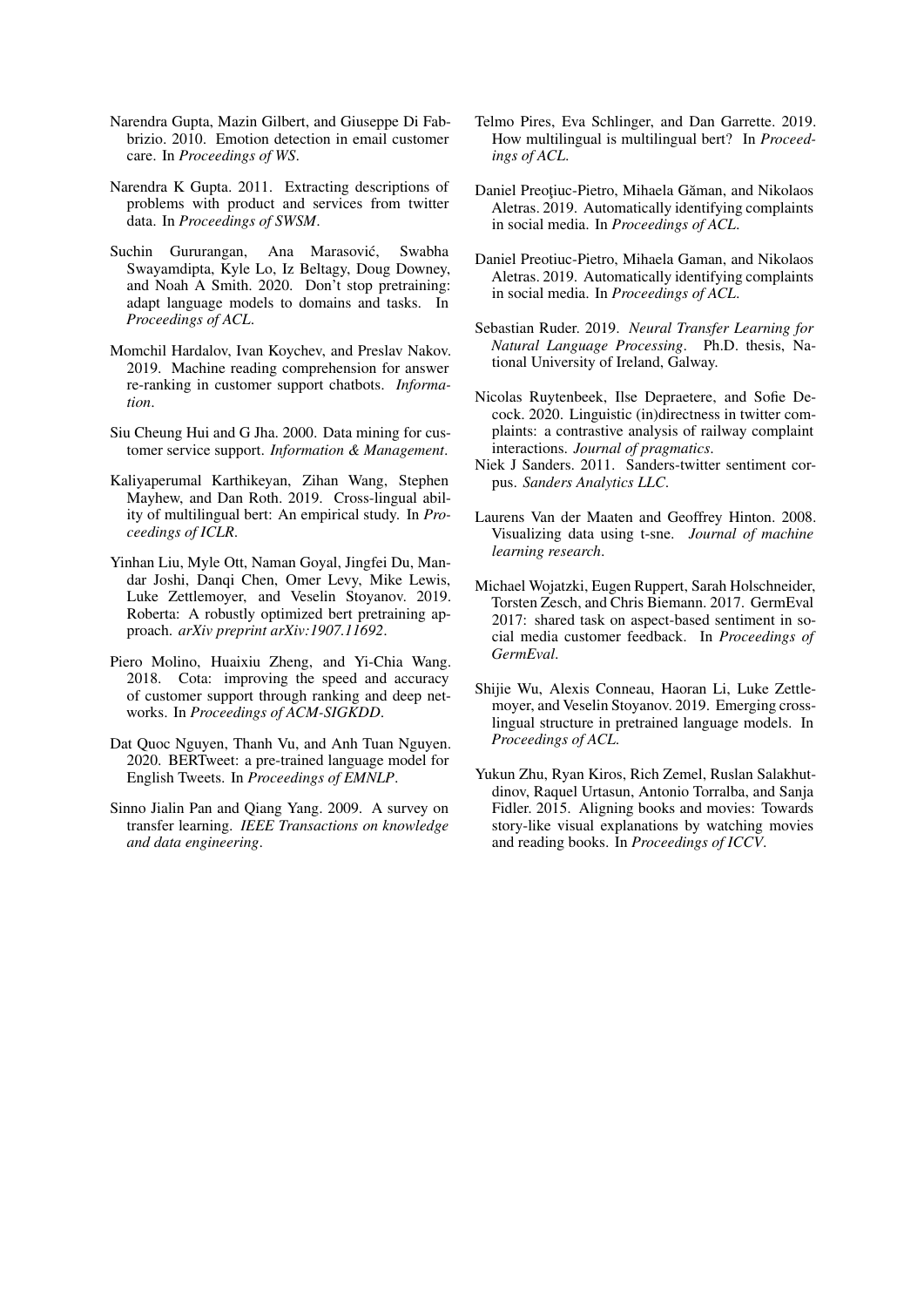Narendra Gupta, Mazin Gilbert, and Giuseppe Di Fabbrizio. 2010. Emotion detection in email customer care. In *Proceedings of WS*.

Narendra K Gupta. 2011. Extracting descriptions of problems with product and services from twitter data. In *Proceedings of SWSM*.

Suchin Gururangan, Ana Marasović, Swabha Swayamdipta, Kyle Lo, Iz Beltagy, Doug Downey, and Noah A Smith. 2020. Don't stop pretraining: adapt language models to domains and tasks. In *Proceedings of ACL*.

Momchil Hardalov, Ivan Koychev, and Preslav Nakov. 2019. Machine reading comprehension for answer re-ranking in customer support chatbots. *Information*.

Siu Cheung Hui and G Jha. 2000. Data mining for customer service support. *Information & Management*.

Kaliyaperumal Karthikeyan, Zihan Wang, Stephen Mayhew, and Dan Roth. 2019. Cross-lingual ability of multilingual bert: An empirical study. In *Proceedings of ICLR*.

Yinhan Liu, Myle Ott, Naman Goyal, Jingfei Du, Mandar Joshi, Danqi Chen, Omer Levy, Mike Lewis, Luke Zettlemoyer, and Veselin Stoyanov. 2019. Roberta: A robustly optimized bert pretraining approach. *arXiv preprint arXiv:1907.11692*.

Piero Molino, Huaixiu Zheng, and Yi-Chia Wang. 2018. Cota: improving the speed and accuracy of customer support through ranking and deep networks. In *Proceedings of ACM-SIGKDD*.

Dat Quoc Nguyen, Thanh Vu, and Anh Tuan Nguyen. 2020. BERTweet: a pre-trained language model for English Tweets. In *Proceedings of EMNLP*.

Sinno Jialin Pan and Qiang Yang. 2009. A survey on transfer learning. *IEEE Transactions on knowledge and data engineering*.

Telmo Pires, Eva Schlinger, and Dan Garrette. 2019. How multilingual is multilingual bert? In *Proceedings of ACL*.

Daniel Preoţiuc-Pietro, Mihaela Găman, and Nikolaos Aletras. 2019. Automatically identifying complaints in social media. In *Proceedings of ACL*.

Daniel Preotiuc-Pietro, Mihaela Gaman, and Nikolaos Aletras. 2019. Automatically identifying complaints in social media. In *Proceedings of ACL*.

Sebastian Ruder. 2019. *Neural Transfer Learning for Natural Language Processing*. Ph.D. thesis, National University of Ireland, Galway.

Nicolas Ruytenbeek, Ilse Depraetere, and Sofie Decock. 2020. Linguistic (in)directness in twitter complaints: a contrastive analysis of railway complaint interactions. *Journal of pragmatics*.

Niek J Sanders. 2011. Sanders-twitter sentiment corpus. *Sanders Analytics LLC*.

Laurens Van der Maaten and Geoffrey Hinton. 2008. Visualizing data using t-sne. *Journal of machine learning research*.

Michael Wojatzki, Eugen Ruppert, Sarah Holschneider, Torsten Zesch, and Chris Biemann. 2017. GermEval 2017: shared task on aspect-based sentiment in social media customer feedback. In *Proceedings of GermEval*.

Shijie Wu, Alexis Conneau, Haoran Li, Luke Zettlemoyer, and Veselin Stoyanov. 2019. Emerging cross-lingual structure in pretrained language models. In *Proceedings of ACL*.

Yukun Zhu, Ryan Kiros, Rich Zemel, Ruslan Salakhutdinov, Raquel Urtasun, Antonio Torralba, and Sanja Fidler. 2015. Aligning books and movies: Towards story-like visual explanations by watching movies and reading books. In *Proceedings of ICCV*.